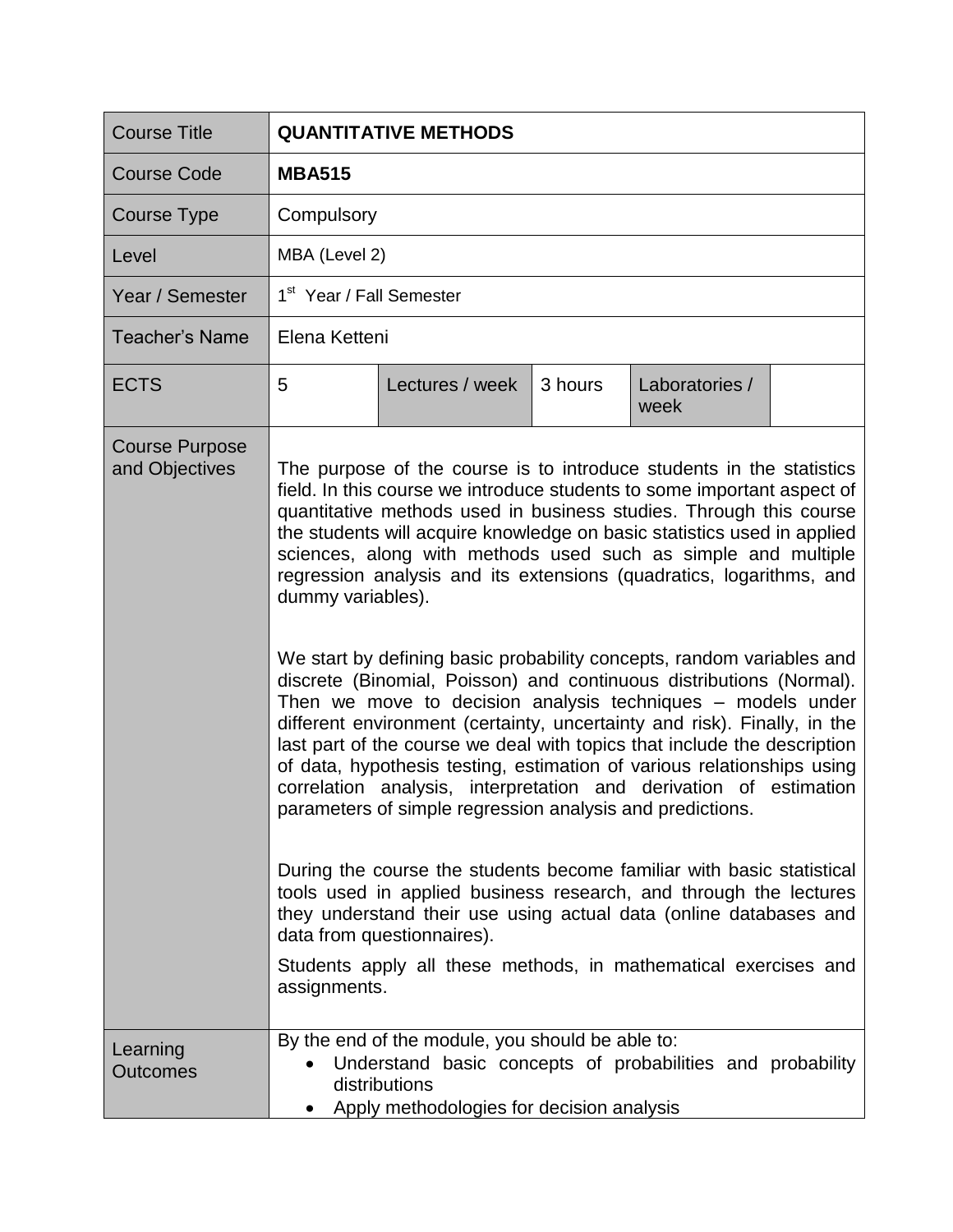| Course Title | **QUANTITATIVE METHODS** | | | | |
|---|---|---|---|---|---|
| Course Code | **MBA515** | | | | |
| Course Type | Compulsory | | | | |
| Level | MBA (Level 2) | | | | |
| Year / Semester | 1st Year / Fall Semester | | | | |
| Teacher's Name | Elena Ketteni | | | | |
| ECTS | 5 | Lectures / week | 3 hours | Laboratories / week | |
| Course Purpose and Objectives | The purpose of the course is to introduce students in the statistics field. In this course we introduce students to some important aspect of quantitative methods used in business studies. Through this course the students will acquire knowledge on basic statistics used in applied sciences, along with methods used such as simple and multiple regression analysis and its extensions (quadratics, logarithms, and dummy variables).<br><br>We start by defining basic probability concepts, random variables and discrete (Binomial, Poisson) and continuous distributions (Normal). Then we move to decision analysis techniques – models under different environment (certainty, uncertainty and risk). Finally, in the last part of the course we deal with topics that include the description of data, hypothesis testing, estimation of various relationships using correlation analysis, interpretation and derivation of estimation parameters of simple regression analysis and predictions.<br><br>During the course the students become familiar with basic statistical tools used in applied business research, and through the lectures they understand their use using actual data (online databases and data from questionnaires).<br><br>Students apply all these methods, in mathematical exercises and assignments. | | | | |
| Learning Outcomes | By the end of the module, you should be able to:<br>• Understand basic concepts of probabilities and probability distributions<br>• Apply methodologies for decision analysis | | | | |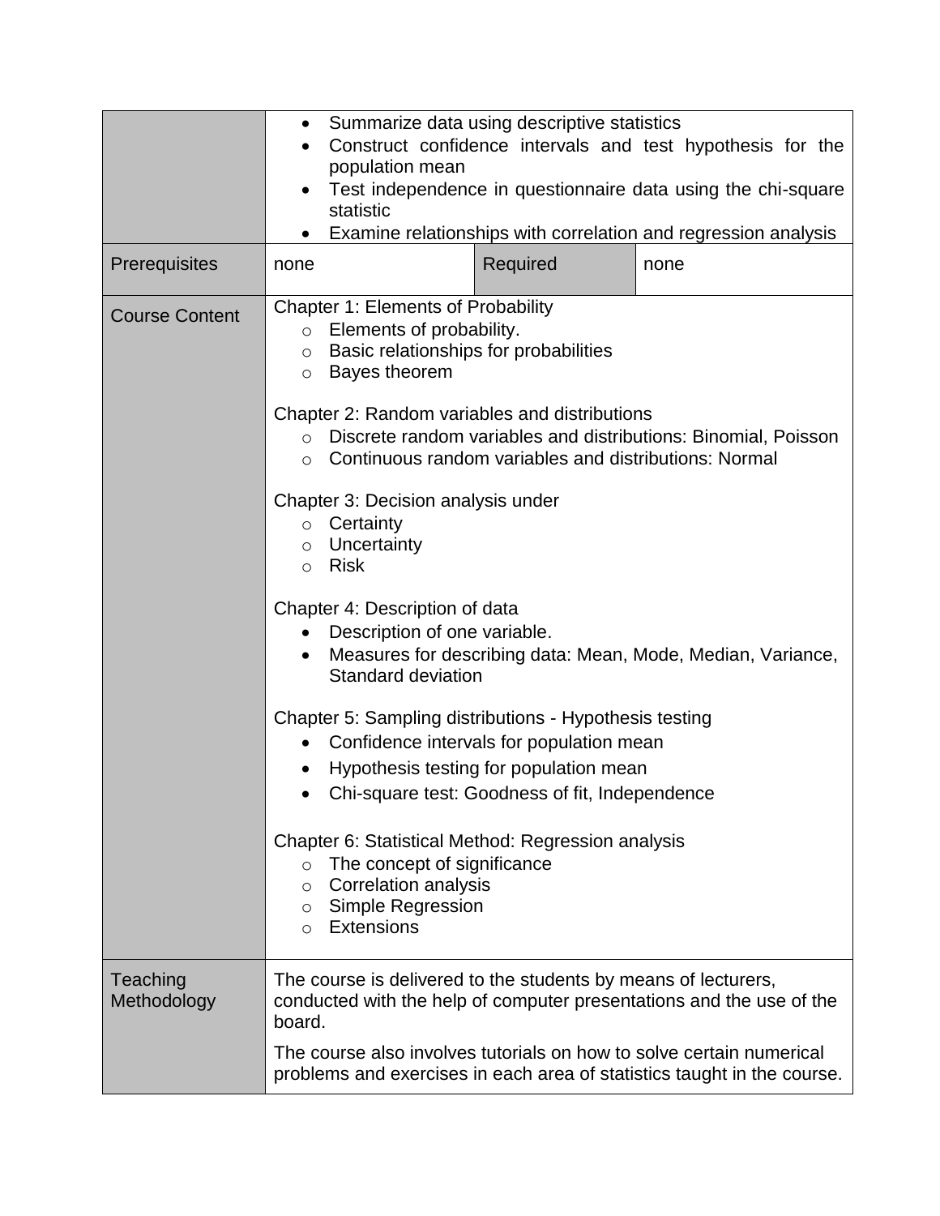| | | | |
|---|---|---|---|
| | <ul><li>Summarize data using descriptive statistics</li><li>Construct confidence intervals and test hypothesis for the population mean</li><li>Test independence in questionnaire data using the chi-square statistic</li><li>Examine relationships with correlation and regression analysis</li></ul> | | |
| Prerequisites | none | Required | none |
| Course Content | Chapter 1: Elements of Probability<ul><li>Elements of probability.</li><li>Basic relationships for probabilities</li><li>Bayes theorem</li></ul>Chapter 2: Random variables and distributions<ul><li>Discrete random variables and distributions: Binomial, Poisson</li><li>Continuous random variables and distributions: Normal</li></ul>Chapter 3: Decision analysis under<ul><li>Certainty</li><li>Uncertainty</li><li>Risk</li></ul>Chapter 4: Description of data<ul><li>Description of one variable.</li><li>Measures for describing data: Mean, Mode, Median, Variance, Standard deviation</li></ul>Chapter 5: Sampling distributions - Hypothesis testing<ul><li>Confidence intervals for population mean</li><li>Hypothesis testing for population mean</li><li>Chi-square test: Goodness of fit, Independence</li></ul>Chapter 6: Statistical Method: Regression analysis<ul><li>The concept of significance</li><li>Correlation analysis</li><li>Simple Regression</li><li>Extensions</li></ul> | | |
| Teaching Methodology | The course is delivered to the students by means of lecturers, conducted with the help of computer presentations and the use of the board.<br><br>The course also involves tutorials on how to solve certain numerical problems and exercises in each area of statistics taught in the course. | | |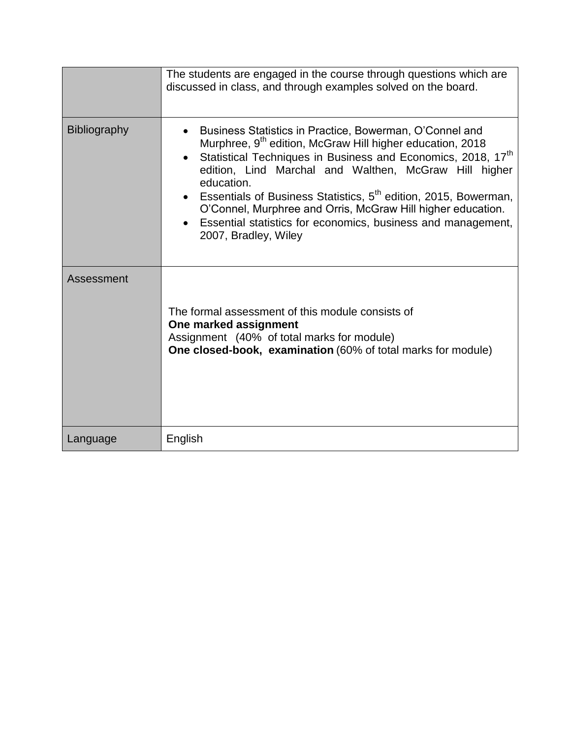| | |
|---|---|
| | The students are engaged in the course through questions which are discussed in class, and through examples solved on the board. |
| Bibliography | • Business Statistics in Practice, Bowerman, O'Connel and Murphree, 9th edition, McGraw Hill higher education, 2018<br>• Statistical Techniques in Business and Economics, 2018, 17th edition, Lind Marchal and Walthen, McGraw Hill higher education.<br>• Essentials of Business Statistics, 5th edition, 2015, Bowerman, O'Connel, Murphree and Orris, McGraw Hill higher education.<br>• Essential statistics for economics, business and management, 2007, Bradley, Wiley |
| Assessment | The formal assessment of this module consists of<br>**One marked assignment**<br>Assignment (40% of total marks for module)<br>**One closed-book, examination** (60% of total marks for module) |
| Language | English |